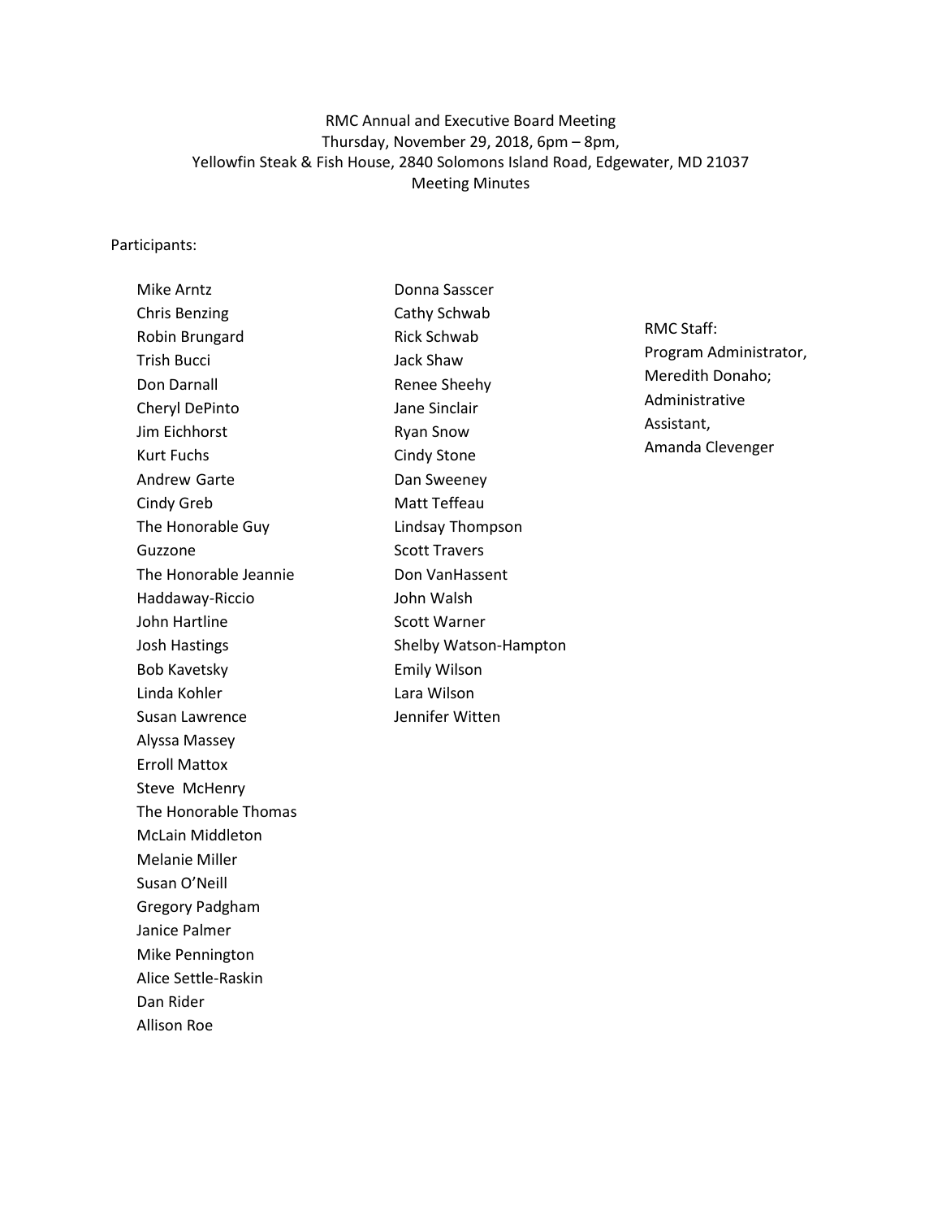RMC Annual and Executive Board Meeting
Thursday, November 29, 2018, 6pm – 8pm,
Yellowfin Steak & Fish House, 2840 Solomons Island Road, Edgewater, MD 21037
Meeting Minutes

Participants:

Mike Arntz
Chris Benzing
Robin Brungard
Trish Bucci
Don Darnall
Cheryl DePinto
Jim Eichhorst
Kurt Fuchs
Andrew Garte
Cindy Greb
The Honorable Guy Guzzone
The Honorable Jeannie Haddaway-Riccio
John Hartline
Josh Hastings
Bob Kavetsky
Linda Kohler
Susan Lawrence
Alyssa Massey
Erroll Mattox
Steve McHenry
The Honorable Thomas McLain Middleton
Melanie Miller
Susan O'Neill
Gregory Padgham
Janice Palmer
Mike Pennington
Alice Settle-Raskin
Dan Rider
Allison Roe
Donna Sasscer
Cathy Schwab
Rick Schwab
Jack Shaw
Renee Sheehy
Jane Sinclair
Ryan Snow
Cindy Stone
Dan Sweeney
Matt Teffeau
Lindsay Thompson
Scott Travers
Don VanHassent
John Walsh
Scott Warner
Shelby Watson-Hampton
Emily Wilson
Lara Wilson
Jennifer Witten

RMC Staff:
Program Administrator, Meredith Donaho;
Administrative Assistant, Amanda Clevenger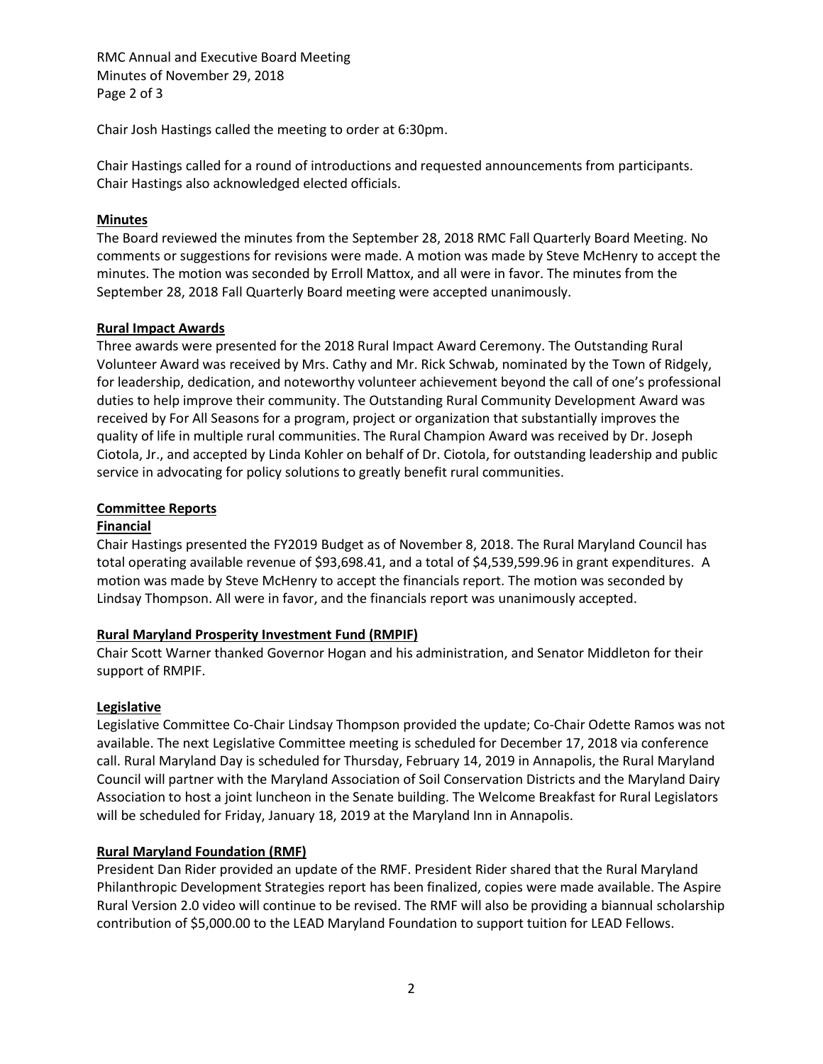Chair Josh Hastings called the meeting to order at 6:30pm.

Chair Hastings called for a round of introductions and requested announcements from participants. Chair Hastings also acknowledged elected officials.

## Minutes

The Board reviewed the minutes from the September 28, 2018 RMC Fall Quarterly Board Meeting. No comments or suggestions for revisions were made. A motion was made by Steve McHenry to accept the minutes. The motion was seconded by Erroll Mattox, and all were in favor. The minutes from the September 28, 2018 Fall Quarterly Board meeting were accepted unanimously.

## Rural Impact Awards

Three awards were presented for the 2018 Rural Impact Award Ceremony. The Outstanding Rural Volunteer Award was received by Mrs. Cathy and Mr. Rick Schwab, nominated by the Town of Ridgely, for leadership, dedication, and noteworthy volunteer achievement beyond the call of one's professional duties to help improve their community. The Outstanding Rural Community Development Award was received by For All Seasons for a program, project or organization that substantially improves the quality of life in multiple rural communities. The Rural Champion Award was received by Dr. Joseph Ciotola, Jr., and accepted by Linda Kohler on behalf of Dr. Ciotola, for outstanding leadership and public service in advocating for policy solutions to greatly benefit rural communities.

## Committee Reports

### Financial

Chair Hastings presented the FY2019 Budget as of November 8, 2018. The Rural Maryland Council has total operating available revenue of $93,698.41, and a total of $4,539,599.96 in grant expenditures. A motion was made by Steve McHenry to accept the financials report. The motion was seconded by Lindsay Thompson. All were in favor, and the financials report was unanimously accepted.

### Rural Maryland Prosperity Investment Fund (RMPIF)

Chair Scott Warner thanked Governor Hogan and his administration, and Senator Middleton for their support of RMPIF.

### Legislative

Legislative Committee Co-Chair Lindsay Thompson provided the update; Co-Chair Odette Ramos was not available. The next Legislative Committee meeting is scheduled for December 17, 2018 via conference call. Rural Maryland Day is scheduled for Thursday, February 14, 2019 in Annapolis, the Rural Maryland Council will partner with the Maryland Association of Soil Conservation Districts and the Maryland Dairy Association to host a joint luncheon in the Senate building. The Welcome Breakfast for Rural Legislators will be scheduled for Friday, January 18, 2019 at the Maryland Inn in Annapolis.

### Rural Maryland Foundation (RMF)

President Dan Rider provided an update of the RMF. President Rider shared that the Rural Maryland Philanthropic Development Strategies report has been finalized, copies were made available. The Aspire Rural Version 2.0 video will continue to be revised. The RMF will also be providing a biannual scholarship contribution of $5,000.00 to the LEAD Maryland Foundation to support tuition for LEAD Fellows.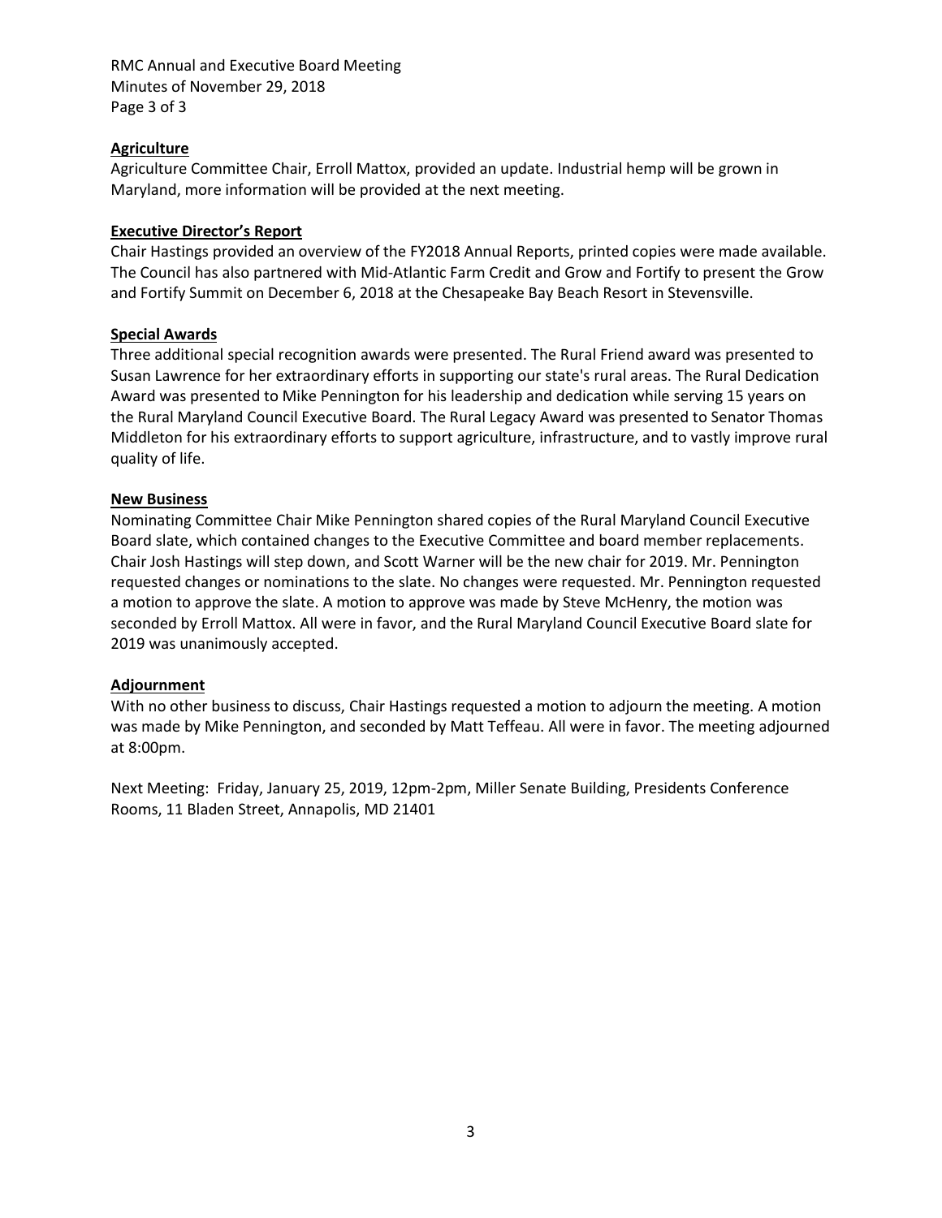**Agriculture**

Agriculture Committee Chair, Erroll Mattox, provided an update. Industrial hemp will be grown in Maryland, more information will be provided at the next meeting.

**Executive Director's Report**

Chair Hastings provided an overview of the FY2018 Annual Reports, printed copies were made available. The Council has also partnered with Mid-Atlantic Farm Credit and Grow and Fortify to present the Grow and Fortify Summit on December 6, 2018 at the Chesapeake Bay Beach Resort in Stevensville.

**Special Awards**

Three additional special recognition awards were presented. The Rural Friend award was presented to Susan Lawrence for her extraordinary efforts in supporting our state's rural areas. The Rural Dedication Award was presented to Mike Pennington for his leadership and dedication while serving 15 years on the Rural Maryland Council Executive Board. The Rural Legacy Award was presented to Senator Thomas Middleton for his extraordinary efforts to support agriculture, infrastructure, and to vastly improve rural quality of life.

**New Business**

Nominating Committee Chair Mike Pennington shared copies of the Rural Maryland Council Executive Board slate, which contained changes to the Executive Committee and board member replacements. Chair Josh Hastings will step down, and Scott Warner will be the new chair for 2019. Mr. Pennington requested changes or nominations to the slate. No changes were requested. Mr. Pennington requested a motion to approve the slate. A motion to approve was made by Steve McHenry, the motion was seconded by Erroll Mattox. All were in favor, and the Rural Maryland Council Executive Board slate for 2019 was unanimously accepted.

**Adjournment**

With no other business to discuss, Chair Hastings requested a motion to adjourn the meeting. A motion was made by Mike Pennington, and seconded by Matt Teffeau. All were in favor. The meeting adjourned at 8:00pm.

Next Meeting: Friday, January 25, 2019, 12pm-2pm, Miller Senate Building, Presidents Conference Rooms, 11 Bladen Street, Annapolis, MD 21401